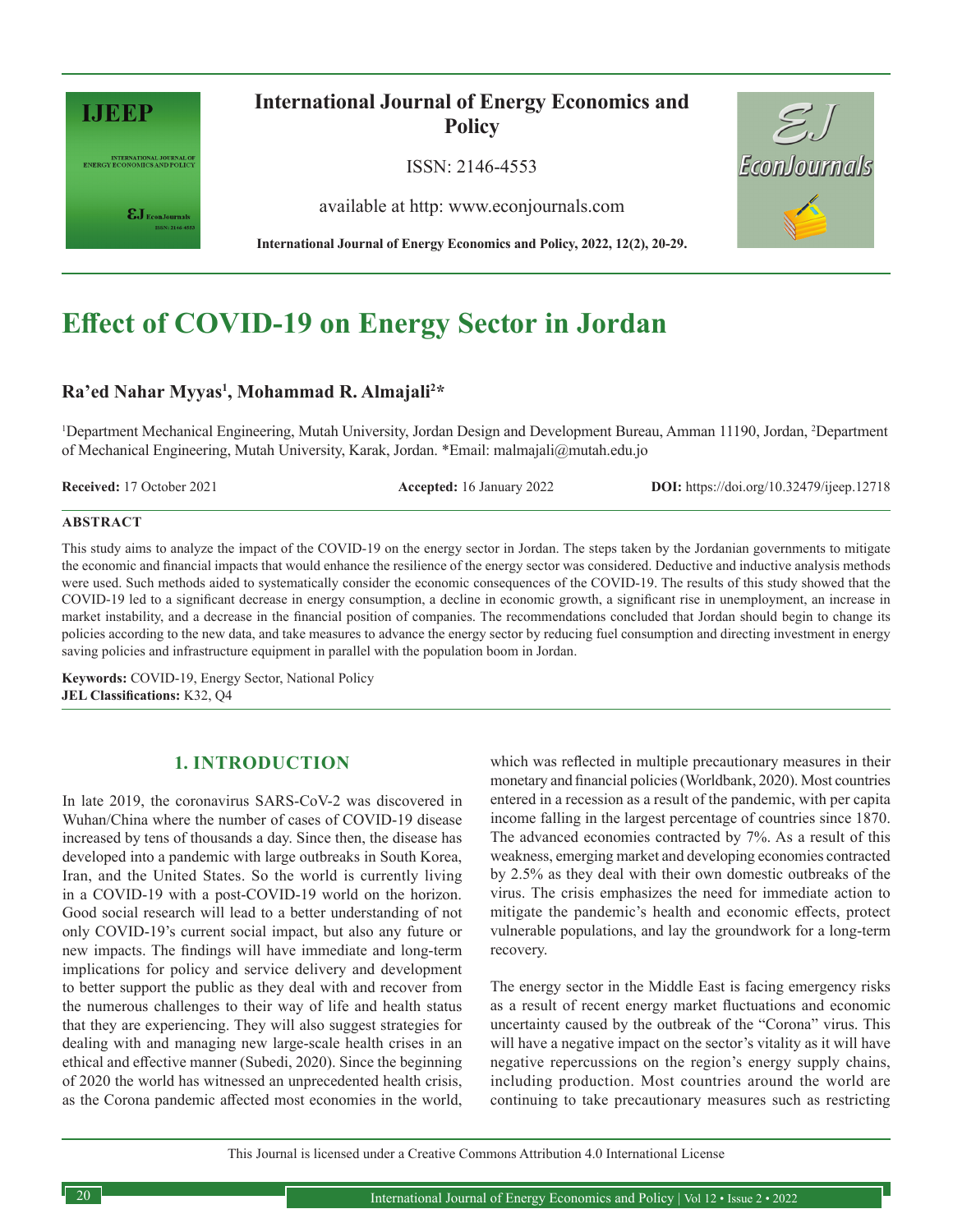# Effect of COVID-19 on Energy Sector in Jordan

**Ra'ed Nahar Myyas[1], Mohammad R. Almajali[2]***

[1]Department Mechanical Engineering, Mutah University, Jordan Design and Development Bureau, Amman 11190, Jordan, [2]Department of Mechanical Engineering, Mutah University, Karak, Jordan. *Email: malmajali@mutah.edu.jo

**Received:** 17 October 2021 **Accepted:** 16 January 2022 **DOI:** https://doi.org/10.32479/ijeep.12718

## ABSTRACT

This study aims to analyze the impact of the COVID-19 on the energy sector in Jordan. The steps taken by the Jordanian governments to mitigate the economic and financial impacts that would enhance the resilience of the energy sector was considered. Deductive and inductive analysis methods were used. Such methods aided to systematically consider the economic consequences of the COVID-19. The results of this study showed that the COVID-19 led to a significant decrease in energy consumption, a decline in economic growth, a significant rise in unemployment, an increase in market instability, and a decrease in the financial position of companies. The recommendations concluded that Jordan should begin to change its policies according to the new data, and take measures to advance the energy sector by reducing fuel consumption and directing investment in energy saving policies and infrastructure equipment in parallel with the population boom in Jordan.

**Keywords:** COVID-19, Energy Sector, National Policy

**JEL Classifications:** K32, Q4

## 1. INTRODUCTION

In late 2019, the coronavirus SARS-CoV-2 was discovered in Wuhan/China where the number of cases of COVID-19 disease increased by tens of thousands a day. Since then, the disease has developed into a pandemic with large outbreaks in South Korea, Iran, and the United States. So the world is currently living in a COVID-19 with a post-COVID-19 world on the horizon. Good social research will lead to a better understanding of not only COVID-19's current social impact, but also any future or new impacts. The findings will have immediate and long-term implications for policy and service delivery and development to better support the public as they deal with and recover from the numerous challenges to their way of life and health status that they are experiencing. They will also suggest strategies for dealing with and managing new large-scale health crises in an ethical and effective manner (Subedi, 2020). Since the beginning of 2020 the world has witnessed an unprecedented health crisis, as the Corona pandemic affected most economies in the world, which was reflected in multiple precautionary measures in their monetary and financial policies (Worldbank, 2020). Most countries entered in a recession as a result of the pandemic, with per capita income falling in the largest percentage of countries since 1870. The advanced economies contracted by 7%. As a result of this weakness, emerging market and developing economies contracted by 2.5% as they deal with their own domestic outbreaks of the virus. The crisis emphasizes the need for immediate action to mitigate the pandemic's health and economic effects, protect vulnerable populations, and lay the groundwork for a long-term recovery.

The energy sector in the Middle East is facing emergency risks as a result of recent energy market fluctuations and economic uncertainty caused by the outbreak of the "Corona" virus. This will have a negative impact on the sector's vitality as it will have negative repercussions on the region's energy supply chains, including production. Most countries around the world are continuing to take precautionary measures such as restricting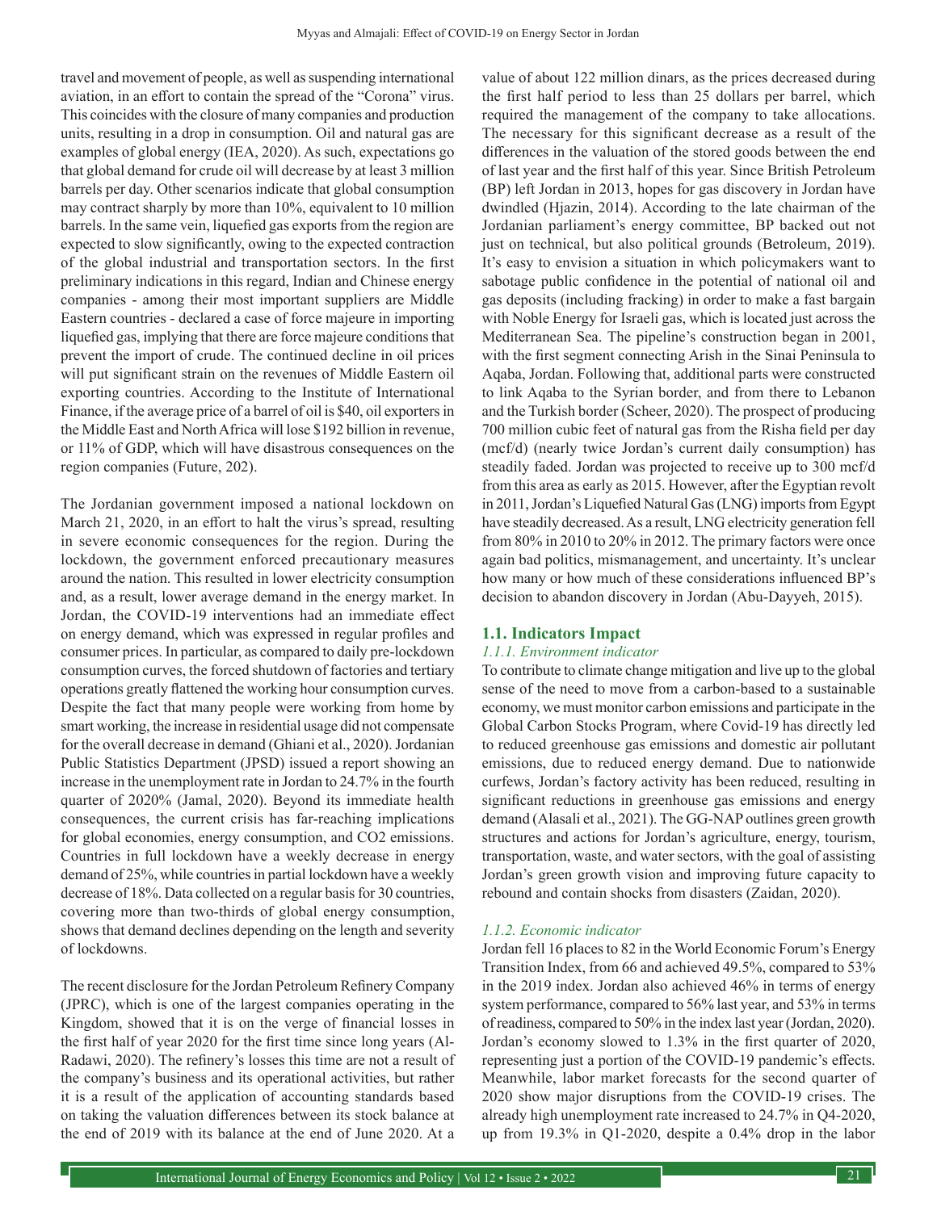travel and movement of people, as well as suspending international aviation, in an effort to contain the spread of the "Corona" virus. This coincides with the closure of many companies and production units, resulting in a drop in consumption. Oil and natural gas are examples of global energy (IEA, 2020). As such, expectations go that global demand for crude oil will decrease by at least 3 million barrels per day. Other scenarios indicate that global consumption may contract sharply by more than 10%, equivalent to 10 million barrels. In the same vein, liquefied gas exports from the region are expected to slow significantly, owing to the expected contraction of the global industrial and transportation sectors. In the first preliminary indications in this regard, Indian and Chinese energy companies - among their most important suppliers are Middle Eastern countries - declared a case of force majeure in importing liquefied gas, implying that there are force majeure conditions that prevent the import of crude. The continued decline in oil prices will put significant strain on the revenues of Middle Eastern oil exporting countries. According to the Institute of International Finance, if the average price of a barrel of oil is $40, oil exporters in the Middle East and North Africa will lose $192 billion in revenue, or 11% of GDP, which will have disastrous consequences on the region companies (Future, 202).

The Jordanian government imposed a national lockdown on March 21, 2020, in an effort to halt the virus's spread, resulting in severe economic consequences for the region. During the lockdown, the government enforced precautionary measures around the nation. This resulted in lower electricity consumption and, as a result, lower average demand in the energy market. In Jordan, the COVID-19 interventions had an immediate effect on energy demand, which was expressed in regular profiles and consumer prices. In particular, as compared to daily pre-lockdown consumption curves, the forced shutdown of factories and tertiary operations greatly flattened the working hour consumption curves. Despite the fact that many people were working from home by smart working, the increase in residential usage did not compensate for the overall decrease in demand (Ghiani et al., 2020). Jordanian Public Statistics Department (JPSD) issued a report showing an increase in the unemployment rate in Jordan to 24.7% in the fourth quarter of 2020% (Jamal, 2020). Beyond its immediate health consequences, the current crisis has far-reaching implications for global economies, energy consumption, and CO2 emissions. Countries in full lockdown have a weekly decrease in energy demand of 25%, while countries in partial lockdown have a weekly decrease of 18%. Data collected on a regular basis for 30 countries, covering more than two-thirds of global energy consumption, shows that demand declines depending on the length and severity of lockdowns.

The recent disclosure for the Jordan Petroleum Refinery Company (JPRC), which is one of the largest companies operating in the Kingdom, showed that it is on the verge of financial losses in the first half of year 2020 for the first time since long years (Al-Radawi, 2020). The refinery's losses this time are not a result of the company's business and its operational activities, but rather it is a result of the application of accounting standards based on taking the valuation differences between its stock balance at the end of 2019 with its balance at the end of June 2020. At a value of about 122 million dinars, as the prices decreased during the first half period to less than 25 dollars per barrel, which required the management of the company to take allocations. The necessary for this significant decrease as a result of the differences in the valuation of the stored goods between the end of last year and the first half of this year. Since British Petroleum (BP) left Jordan in 2013, hopes for gas discovery in Jordan have dwindled (Hjazin, 2014). According to the late chairman of the Jordanian parliament's energy committee, BP backed out not just on technical, but also political grounds (Betroleum, 2019). It's easy to envision a situation in which policymakers want to sabotage public confidence in the potential of national oil and gas deposits (including fracking) in order to make a fast bargain with Noble Energy for Israeli gas, which is located just across the Mediterranean Sea. The pipeline's construction began in 2001, with the first segment connecting Arish in the Sinai Peninsula to Aqaba, Jordan. Following that, additional parts were constructed to link Aqaba to the Syrian border, and from there to Lebanon and the Turkish border (Scheer, 2020). The prospect of producing 700 million cubic feet of natural gas from the Risha field per day (mcf/d) (nearly twice Jordan's current daily consumption) has steadily faded. Jordan was projected to receive up to 300 mcf/d from this area as early as 2015. However, after the Egyptian revolt in 2011, Jordan's Liquefied Natural Gas (LNG) imports from Egypt have steadily decreased. As a result, LNG electricity generation fell from 80% in 2010 to 20% in 2012. The primary factors were once again bad politics, mismanagement, and uncertainty. It's unclear how many or how much of these considerations influenced BP's decision to abandon discovery in Jordan (Abu-Dayyeh, 2015).

## 1.1. Indicators Impact

### *1.1.1. Environment indicator*

To contribute to climate change mitigation and live up to the global sense of the need to move from a carbon-based to a sustainable economy, we must monitor carbon emissions and participate in the Global Carbon Stocks Program, where Covid-19 has directly led to reduced greenhouse gas emissions and domestic air pollutant emissions, due to reduced energy demand. Due to nationwide curfews, Jordan's factory activity has been reduced, resulting in significant reductions in greenhouse gas emissions and energy demand (Alasali et al., 2021). The GG-NAP outlines green growth structures and actions for Jordan's agriculture, energy, tourism, transportation, waste, and water sectors, with the goal of assisting Jordan's green growth vision and improving future capacity to rebound and contain shocks from disasters (Zaidan, 2020).

### *1.1.2. Economic indicator*

Jordan fell 16 places to 82 in the World Economic Forum's Energy Transition Index, from 66 and achieved 49.5%, compared to 53% in the 2019 index. Jordan also achieved 46% in terms of energy system performance, compared to 56% last year, and 53% in terms of readiness, compared to 50% in the index last year (Jordan, 2020). Jordan's economy slowed to 1.3% in the first quarter of 2020, representing just a portion of the COVID-19 pandemic's effects. Meanwhile, labor market forecasts for the second quarter of 2020 show major disruptions from the COVID-19 crises. The already high unemployment rate increased to 24.7% in Q4-2020, up from 19.3% in Q1-2020, despite a 0.4% drop in the labor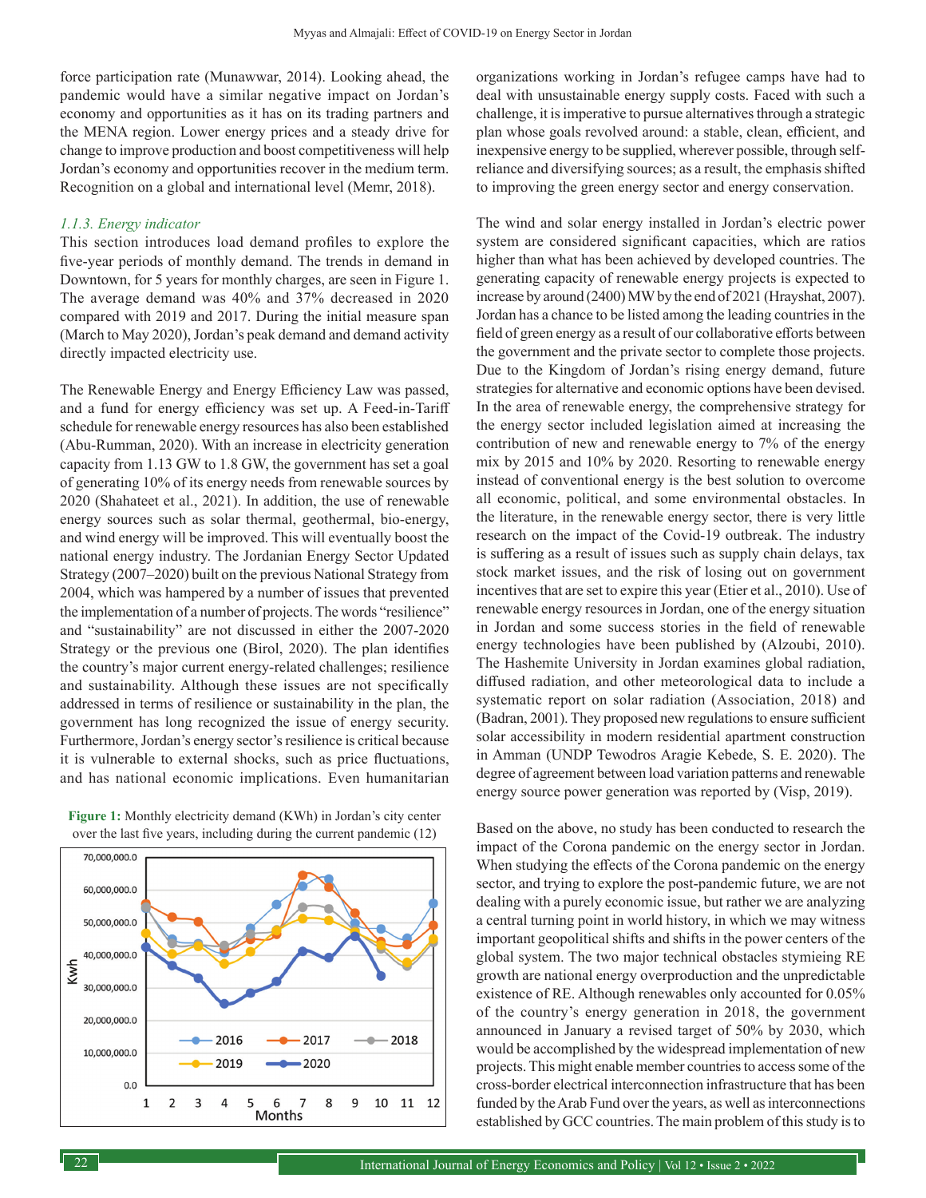force participation rate (Munawwar, 2014). Looking ahead, the pandemic would have a similar negative impact on Jordan's economy and opportunities as it has on its trading partners and the MENA region. Lower energy prices and a steady drive for change to improve production and boost competitiveness will help Jordan's economy and opportunities recover in the medium term. Recognition on a global and international level (Memr, 2018).

### *1.1.3. Energy indicator*

This section introduces load demand profiles to explore the five-year periods of monthly demand. The trends in demand in Downtown, for 5 years for monthly charges, are seen in Figure 1. The average demand was 40% and 37% decreased in 2020 compared with 2019 and 2017. During the initial measure span (March to May 2020), Jordan's peak demand and demand activity directly impacted electricity use.

The Renewable Energy and Energy Efficiency Law was passed, and a fund for energy efficiency was set up. A Feed-in-Tariff schedule for renewable energy resources has also been established (Abu-Rumman, 2020). With an increase in electricity generation capacity from 1.13 GW to 1.8 GW, the government has set a goal of generating 10% of its energy needs from renewable sources by 2020 (Shahateet et al., 2021). In addition, the use of renewable energy sources such as solar thermal, geothermal, bio-energy, and wind energy will be improved. This will eventually boost the national energy industry. The Jordanian Energy Sector Updated Strategy (2007–2020) built on the previous National Strategy from 2004, which was hampered by a number of issues that prevented the implementation of a number of projects. The words "resilience" and "sustainability" are not discussed in either the 2007-2020 Strategy or the previous one (Birol, 2020). The plan identifies the country's major current energy-related challenges; resilience and sustainability. Although these issues are not specifically addressed in terms of resilience or sustainability in the plan, the government has long recognized the issue of energy security. Furthermore, Jordan's energy sector's resilience is critical because it is vulnerable to external shocks, such as price fluctuations, and has national economic implications. Even humanitarian organizations working in Jordan's refugee camps have had to deal with unsustainable energy supply costs. Faced with such a challenge, it is imperative to pursue alternatives through a strategic plan whose goals revolved around: a stable, clean, efficient, and inexpensive energy to be supplied, wherever possible, through self-reliance and diversifying sources; as a result, the emphasis shifted to improving the green energy sector and energy conservation.

**Figure 1:** Monthly electricity demand (KWh) in Jordan's city center over the last five years, including during the current pandemic (12)

The wind and solar energy installed in Jordan's electric power system are considered significant capacities, which are ratios higher than what has been achieved by developed countries. The generating capacity of renewable energy projects is expected to increase by around (2400) MW by the end of 2021 (Hrayshat, 2007). Jordan has a chance to be listed among the leading countries in the field of green energy as a result of our collaborative efforts between the government and the private sector to complete those projects. Due to the Kingdom of Jordan's rising energy demand, future strategies for alternative and economic options have been devised. In the area of renewable energy, the comprehensive strategy for the energy sector included legislation aimed at increasing the contribution of new and renewable energy to 7% of the energy mix by 2015 and 10% by 2020. Resorting to renewable energy instead of conventional energy is the best solution to overcome all economic, political, and some environmental obstacles. In the literature, in the renewable energy sector, there is very little research on the impact of the Covid-19 outbreak. The industry is suffering as a result of issues such as supply chain delays, tax stock market issues, and the risk of losing out on government incentives that are set to expire this year (Etier et al., 2010). Use of renewable energy resources in Jordan, one of the energy situation in Jordan and some success stories in the field of renewable energy technologies have been published by (Alzoubi, 2010). The Hashemite University in Jordan examines global radiation, diffused radiation, and other meteorological data to include a systematic report on solar radiation (Association, 2018) and (Badran, 2001). They proposed new regulations to ensure sufficient solar accessibility in modern residential apartment construction in Amman (UNDP Tewodros Aragie Kebede, S. E. 2020). The degree of agreement between load variation patterns and renewable energy source power generation was reported by (Visp, 2019).

Based on the above, no study has been conducted to research the impact of the Corona pandemic on the energy sector in Jordan. When studying the effects of the Corona pandemic on the energy sector, and trying to explore the post-pandemic future, we are not dealing with a purely economic issue, but rather we are analyzing a central turning point in world history, in which we may witness important geopolitical shifts and shifts in the power centers of the global system. The two major technical obstacles stymieing RE growth are national energy overproduction and the unpredictable existence of RE. Although renewables only accounted for 0.05% of the country's energy generation in 2018, the government announced in January a revised target of 50% by 2030, which would be accomplished by the widespread implementation of new projects. This might enable member countries to access some of the cross-border electrical interconnection infrastructure that has been funded by the Arab Fund over the years, as well as interconnections established by GCC countries. The main problem of this study is to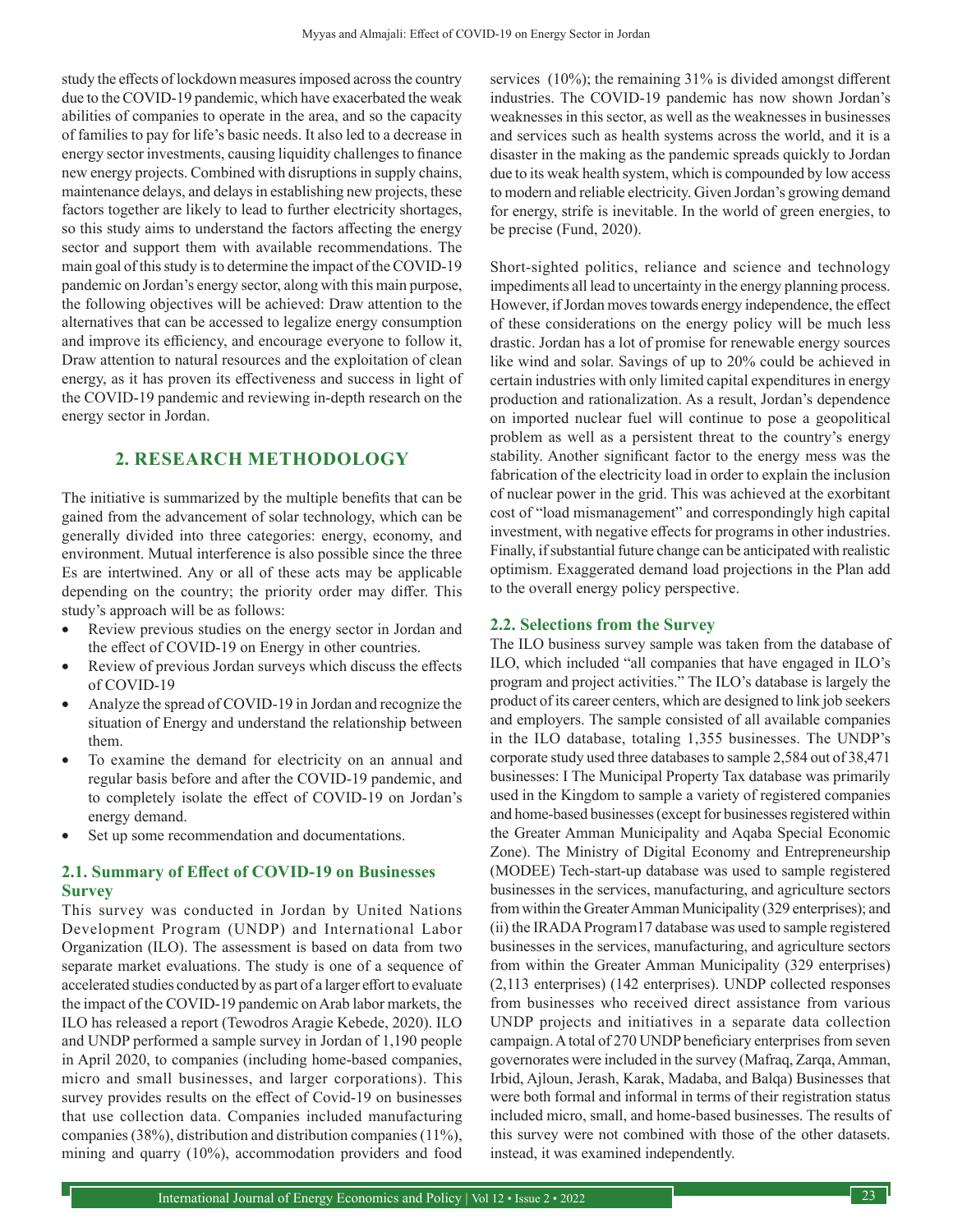study the effects of lockdown measures imposed across the country due to the COVID-19 pandemic, which have exacerbated the weak abilities of companies to operate in the area, and so the capacity of families to pay for life's basic needs. It also led to a decrease in energy sector investments, causing liquidity challenges to finance new energy projects. Combined with disruptions in supply chains, maintenance delays, and delays in establishing new projects, these factors together are likely to lead to further electricity shortages, so this study aims to understand the factors affecting the energy sector and support them with available recommendations. The main goal of this study is to determine the impact of the COVID-19 pandemic on Jordan's energy sector, along with this main purpose, the following objectives will be achieved: Draw attention to the alternatives that can be accessed to legalize energy consumption and improve its efficiency, and encourage everyone to follow it, Draw attention to natural resources and the exploitation of clean energy, as it has proven its effectiveness and success in light of the COVID-19 pandemic and reviewing in-depth research on the energy sector in Jordan.

## 2. RESEARCH METHODOLOGY

The initiative is summarized by the multiple benefits that can be gained from the advancement of solar technology, which can be generally divided into three categories: energy, economy, and environment. Mutual interference is also possible since the three Es are intertwined. Any or all of these acts may be applicable depending on the country; the priority order may differ. This study's approach will be as follows:

- Review previous studies on the energy sector in Jordan and the effect of COVID-19 on Energy in other countries.
- Review of previous Jordan surveys which discuss the effects of COVID-19
- Analyze the spread of COVID-19 in Jordan and recognize the situation of Energy and understand the relationship between them.
- To examine the demand for electricity on an annual and regular basis before and after the COVID-19 pandemic, and to completely isolate the effect of COVID-19 on Jordan's energy demand.
- Set up some recommendation and documentations.

### 2.1. Summary of Effect of COVID-19 on Businesses Survey

This survey was conducted in Jordan by United Nations Development Program (UNDP) and International Labor Organization (ILO). The assessment is based on data from two separate market evaluations. The study is one of a sequence of accelerated studies conducted by as part of a larger effort to evaluate the impact of the COVID-19 pandemic on Arab labor markets, the ILO has released a report (Tewodros Aragie Kebede, 2020). ILO and UNDP performed a sample survey in Jordan of 1,190 people in April 2020, to companies (including home-based companies, micro and small businesses, and larger corporations). This survey provides results on the effect of Covid-19 on businesses that use collection data. Companies included manufacturing companies (38%), distribution and distribution companies (11%), mining and quarry (10%), accommodation providers and food services (10%); the remaining 31% is divided amongst different industries. The COVID-19 pandemic has now shown Jordan's weaknesses in this sector, as well as the weaknesses in businesses and services such as health systems across the world, and it is a disaster in the making as the pandemic spreads quickly to Jordan due to its weak health system, which is compounded by low access to modern and reliable electricity. Given Jordan's growing demand for energy, strife is inevitable. In the world of green energies, to be precise (Fund, 2020).

Short-sighted politics, reliance and science and technology impediments all lead to uncertainty in the energy planning process. However, if Jordan moves towards energy independence, the effect of these considerations on the energy policy will be much less drastic. Jordan has a lot of promise for renewable energy sources like wind and solar. Savings of up to 20% could be achieved in certain industries with only limited capital expenditures in energy production and rationalization. As a result, Jordan's dependence on imported nuclear fuel will continue to pose a geopolitical problem as well as a persistent threat to the country's energy stability. Another significant factor to the energy mess was the fabrication of the electricity load in order to explain the inclusion of nuclear power in the grid. This was achieved at the exorbitant cost of "load mismanagement" and correspondingly high capital investment, with negative effects for programs in other industries. Finally, if substantial future change can be anticipated with realistic optimism. Exaggerated demand load projections in the Plan add to the overall energy policy perspective.

### 2.2. Selections from the Survey

The ILO business survey sample was taken from the database of ILO, which included "all companies that have engaged in ILO's program and project activities." The ILO's database is largely the product of its career centers, which are designed to link job seekers and employers. The sample consisted of all available companies in the ILO database, totaling 1,355 businesses. The UNDP's corporate study used three databases to sample 2,584 out of 38,471 businesses: I The Municipal Property Tax database was primarily used in the Kingdom to sample a variety of registered companies and home-based businesses (except for businesses registered within the Greater Amman Municipality and Aqaba Special Economic Zone). The Ministry of Digital Economy and Entrepreneurship (MODEE) Tech-start-up database was used to sample registered businesses in the services, manufacturing, and agriculture sectors from within the Greater Amman Municipality (329 enterprises); and (ii) the IRADA Program17 database was used to sample registered businesses in the services, manufacturing, and agriculture sectors from within the Greater Amman Municipality (329 enterprises) (2,113 enterprises) (142 enterprises). UNDP collected responses from businesses who received direct assistance from various UNDP projects and initiatives in a separate data collection campaign. A total of 270 UNDP beneficiary enterprises from seven governorates were included in the survey (Mafraq, Zarqa, Amman, Irbid, Ajloun, Jerash, Karak, Madaba, and Balqa) Businesses that were both formal and informal in terms of their registration status included micro, small, and home-based businesses. The results of this survey were not combined with those of the other datasets. instead, it was examined independently.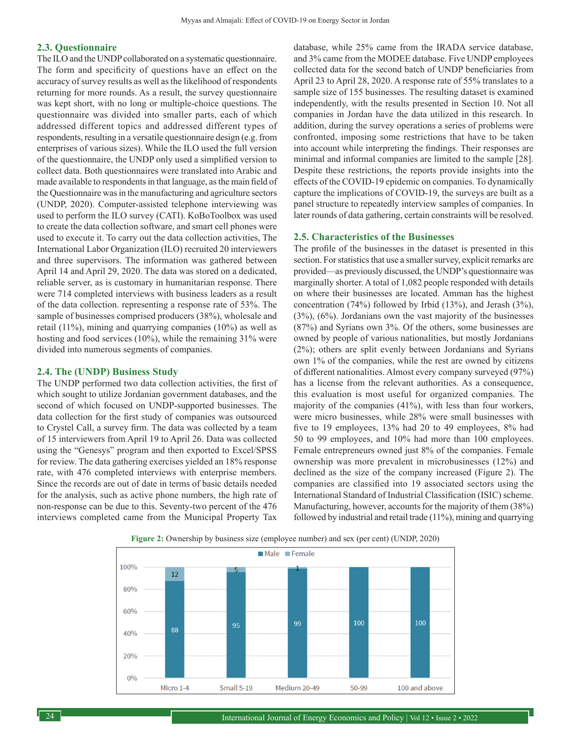### 2.3. Questionnaire

The ILO and the UNDP collaborated on a systematic questionnaire. The form and specificity of questions have an effect on the accuracy of survey results as well as the likelihood of respondents returning for more rounds. As a result, the survey questionnaire was kept short, with no long or multiple-choice questions. The questionnaire was divided into smaller parts, each of which addressed different topics and addressed different types of respondents, resulting in a versatile questionnaire design (e.g. from enterprises of various sizes). While the ILO used the full version of the questionnaire, the UNDP only used a simplified version to collect data. Both questionnaires were translated into Arabic and made available to respondents in that language, as the main field of the Questionnaire was in the manufacturing and agriculture sectors (UNDP, 2020). Computer-assisted telephone interviewing was used to perform the ILO survey (CATI). KoBoToolbox was used to create the data collection software, and smart cell phones were used to execute it. To carry out the data collection activities, The International Labor Organization (ILO) recruited 20 interviewers and three supervisors. The information was gathered between April 14 and April 29, 2020. The data was stored on a dedicated, reliable server, as is customary in humanitarian response. There were 714 completed interviews with business leaders as a result of the data collection. representing a response rate of 53%. The sample of businesses comprised producers (38%), wholesale and retail (11%), mining and quarrying companies (10%) as well as hosting and food services (10%), while the remaining 31% were divided into numerous segments of companies.

### 2.4. The (UNDP) Business Study

The UNDP performed two data collection activities, the first of which sought to utilize Jordanian government databases, and the second of which focused on UNDP-supported businesses. The data collection for the first study of companies was outsourced to Crystel Call, a survey firm. The data was collected by a team of 15 interviewers from April 19 to April 26. Data was collected using the "Genesys" program and then exported to Excel/SPSS for review. The data gathering exercises yielded an 18% response rate, with 476 completed interviews with enterprise members. Since the records are out of date in terms of basic details needed for the analysis, such as active phone numbers, the high rate of non-response can be due to this. Seventy-two percent of the 476 interviews completed came from the Municipal Property Tax database, while 25% came from the IRADA service database, and 3% came from the MODEE database. Five UNDP employees collected data for the second batch of UNDP beneficiaries from April 23 to April 28, 2020. A response rate of 55% translates to a sample size of 155 businesses. The resulting dataset is examined independently, with the results presented in Section 10. Not all companies in Jordan have the data utilized in this research. In addition, during the survey operations a series of problems were confronted, imposing some restrictions that have to be taken into account while interpreting the findings. Their responses are minimal and informal companies are limited to the sample [28]. Despite these restrictions, the reports provide insights into the effects of the COVID-19 epidemic on companies. To dynamically capture the implications of COVID-19, the surveys are built as a panel structure to repeatedly interview samples of companies. In later rounds of data gathering, certain constraints will be resolved.

### 2.5. Characteristics of the Businesses

The profile of the businesses in the dataset is presented in this section. For statistics that use a smaller survey, explicit remarks are provided—as previously discussed, the UNDP's questionnaire was marginally shorter. A total of 1,082 people responded with details on where their businesses are located. Amman has the highest concentration (74%) followed by Irbid (13%), and Jerash (3%), (3%), (6%). Jordanians own the vast majority of the businesses (87%) and Syrians own 3%. Of the others, some businesses are owned by people of various nationalities, but mostly Jordanians (2%); others are split evenly between Jordanians and Syrians own 1% of the companies, while the rest are owned by citizens of different nationalities. Almost every company surveyed (97%) has a license from the relevant authorities. As a consequence, this evaluation is most useful for organized companies. The majority of the companies (41%), with less than four workers, were micro businesses, while 28% were small businesses with five to 19 employees, 13% had 20 to 49 employees, 8% had 50 to 99 employees, and 10% had more than 100 employees. Female entrepreneurs owned just 8% of the companies. Female ownership was more prevalent in microbusinesses (12%) and declined as the size of the company increased (Figure 2). The companies are classified into 19 associated sectors using the International Standard of Industrial Classification (ISIC) scheme. Manufacturing, however, accounts for the majority of them (38%) followed by industrial and retail trade (11%), mining and quarrying

**Figure 2:** Ownership by business size (employee number) and sex (per cent) (UNDP, 2020)

| Business size | Male | Female |
|---|---|---|
| Micro 1-4 | 88 | 12 |
| Small 5-19 | 95 | 5 |
| Medium 20-49 | 99 | 1 |
| 50-99 | 100 | |
| 100 and above | 100 | |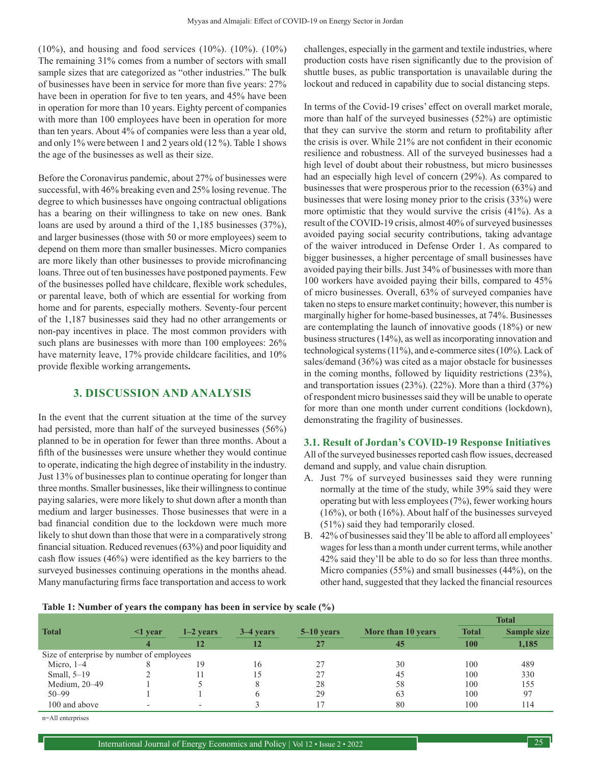(10%), and housing and food services (10%). (10%). (10%) The remaining 31% comes from a number of sectors with small sample sizes that are categorized as "other industries." The bulk of businesses have been in service for more than five years: 27% have been in operation for five to ten years, and 45% have been in operation for more than 10 years. Eighty percent of companies with more than 100 employees have been in operation for more than ten years. About 4% of companies were less than a year old, and only 1% were between 1 and 2 years old (12 %). Table 1 shows the age of the businesses as well as their size.

Before the Coronavirus pandemic, about 27% of businesses were successful, with 46% breaking even and 25% losing revenue. The degree to which businesses have ongoing contractual obligations has a bearing on their willingness to take on new ones. Bank loans are used by around a third of the 1,185 businesses (37%), and larger businesses (those with 50 or more employees) seem to depend on them more than smaller businesses. Micro companies are more likely than other businesses to provide microfinancing loans. Three out of ten businesses have postponed payments. Few of the businesses polled have childcare, flexible work schedules, or parental leave, both of which are essential for working from home and for parents, especially mothers. Seventy-four percent of the 1,187 businesses said they had no other arrangements or non-pay incentives in place. The most common providers with such plans are businesses with more than 100 employees: 26% have maternity leave, 17% provide childcare facilities, and 10% provide flexible working arrangements**.**

## 3. DISCUSSION AND ANALYSIS

In the event that the current situation at the time of the survey had persisted, more than half of the surveyed businesses (56%) planned to be in operation for fewer than three months. About a fifth of the businesses were unsure whether they would continue to operate, indicating the high degree of instability in the industry. Just 13% of businesses plan to continue operating for longer than three months. Smaller businesses, like their willingness to continue paying salaries, were more likely to shut down after a month than medium and larger businesses. Those businesses that were in a bad financial condition due to the lockdown were much more likely to shut down than those that were in a comparatively strong financial situation. Reduced revenues (63%) and poor liquidity and cash flow issues (46%) were identified as the key barriers to the surveyed businesses continuing operations in the months ahead. Many manufacturing firms face transportation and access to work challenges, especially in the garment and textile industries, where production costs have risen significantly due to the provision of shuttle buses, as public transportation is unavailable during the lockout and reduced in capability due to social distancing steps.

In terms of the Covid-19 crises' effect on overall market morale, more than half of the surveyed businesses (52%) are optimistic that they can survive the storm and return to profitability after the crisis is over. While 21% are not confident in their economic resilience and robustness. All of the surveyed businesses had a high level of doubt about their robustness, but micro businesses had an especially high level of concern (29%). As compared to businesses that were prosperous prior to the recession (63%) and businesses that were losing money prior to the crisis (33%) were more optimistic that they would survive the crisis (41%). As a result of the COVID-19 crisis, almost 40% of surveyed businesses avoided paying social security contributions, taking advantage of the waiver introduced in Defense Order 1. As compared to bigger businesses, a higher percentage of small businesses have avoided paying their bills. Just 34% of businesses with more than 100 workers have avoided paying their bills, compared to 45% of micro businesses. Overall, 63% of surveyed companies have taken no steps to ensure market continuity; however, this number is marginally higher for home-based businesses, at 74%. Businesses are contemplating the launch of innovative goods (18%) or new business structures (14%), as well as incorporating innovation and technological systems (11%), and e-commerce sites (10%). Lack of sales/demand (36%) was cited as a major obstacle for businesses in the coming months, followed by liquidity restrictions (23%), and transportation issues (23%). (22%). More than a third (37%) of respondent micro businesses said they will be unable to operate for more than one month under current conditions (lockdown), demonstrating the fragility of businesses.

### 3.1. Result of Jordan's COVID-19 Response Initiatives

All of the surveyed businesses reported cash flow issues, decreased demand and supply, and value chain disruption.

A. Just 7% of surveyed businesses said they were running normally at the time of the study, while 39% said they were operating but with less employees (7%), fewer working hours (16%), or both (16%). About half of the businesses surveyed (51%) said they had temporarily closed.
B. 42% of businesses said they'll be able to afford all employees' wages for less than a month under current terms, while another 42% said they'll be able to do so for less than three months. Micro companies (55%) and small businesses (44%), on the other hand, suggested that they lacked the financial resources

**Table 1: Number of years the company has been in service by scale (%)**

| Total | <1 year | 1–2 years | 3–4 years | 5–10 years | More than 10 years | Total | |
|---|---|---|---|---|---|---|---|
| | | | | | | Total | Sample size |
| | 4 | 12 | 12 | 27 | 45 | 100 | 1,185 |
| Size of enterprise by number of employees | | | | | | | |
| Micro, 1–4 | 8 | 19 | 16 | 27 | 30 | 100 | 489 |
| Small, 5–19 | 2 | 11 | 15 | 27 | 45 | 100 | 330 |
| Medium, 20–49 | 1 | 5 | 8 | 28 | 58 | 100 | 155 |
| 50–99 | 1 | 1 | 6 | 29 | 63 | 100 | 97 |
| 100 and above | - | - | 3 | 17 | 80 | 100 | 114 |

n=All enterprises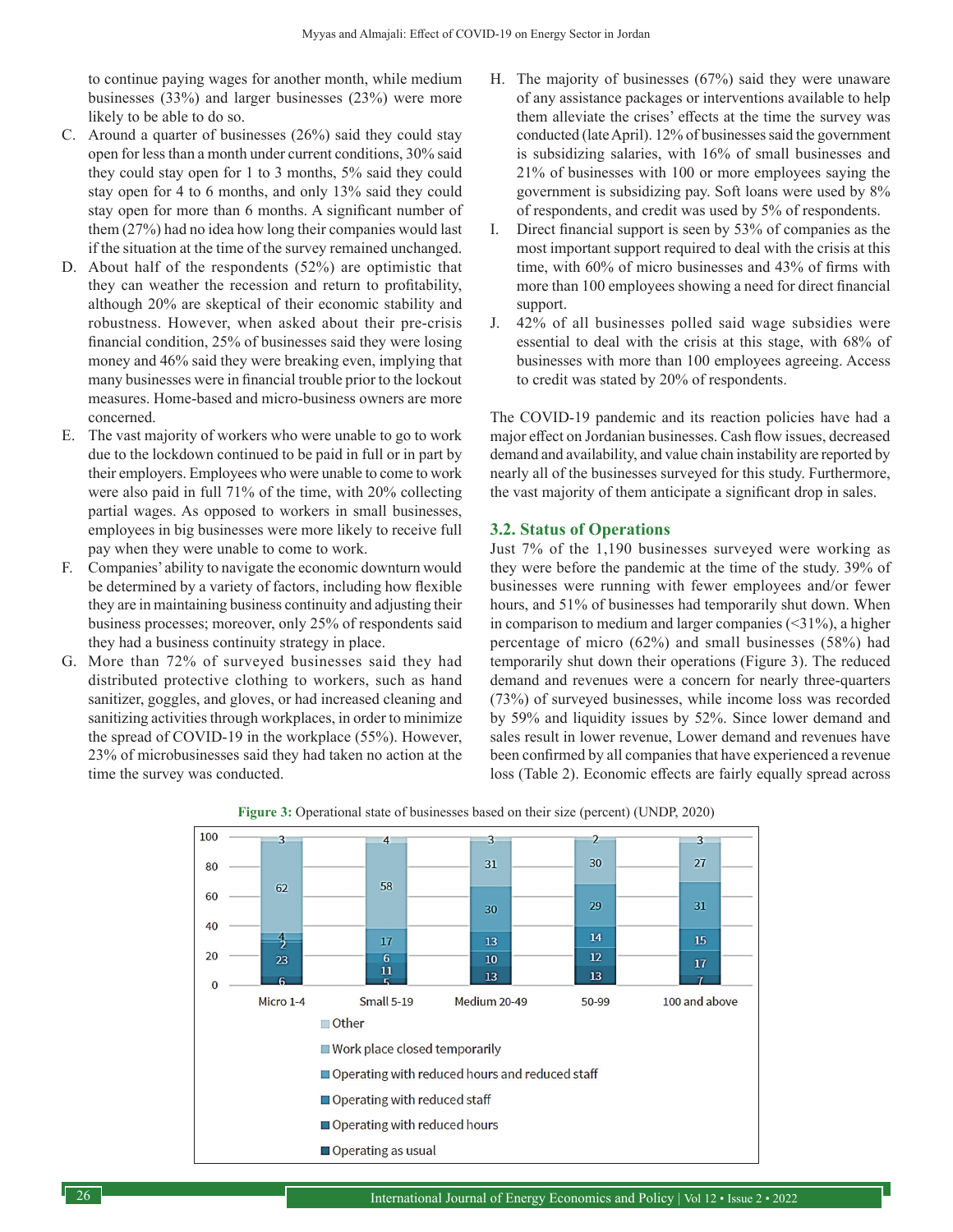to continue paying wages for another month, while medium businesses (33%) and larger businesses (23%) were more likely to be able to do so.

C. Around a quarter of businesses (26%) said they could stay open for less than a month under current conditions, 30% said they could stay open for 1 to 3 months, 5% said they could stay open for 4 to 6 months, and only 13% said they could stay open for more than 6 months. A significant number of them (27%) had no idea how long their companies would last if the situation at the time of the survey remained unchanged.

D. About half of the respondents (52%) are optimistic that they can weather the recession and return to profitability, although 20% are skeptical of their economic stability and robustness. However, when asked about their pre-crisis financial condition, 25% of businesses said they were losing money and 46% said they were breaking even, implying that many businesses were in financial trouble prior to the lockout measures. Home-based and micro-business owners are more concerned.

E. The vast majority of workers who were unable to go to work due to the lockdown continued to be paid in full or in part by their employers. Employees who were unable to come to work were also paid in full 71% of the time, with 20% collecting partial wages. As opposed to workers in small businesses, employees in big businesses were more likely to receive full pay when they were unable to come to work.

F. Companies' ability to navigate the economic downturn would be determined by a variety of factors, including how flexible they are in maintaining business continuity and adjusting their business processes; moreover, only 25% of respondents said they had a business continuity strategy in place.

G. More than 72% of surveyed businesses said they had distributed protective clothing to workers, such as hand sanitizer, goggles, and gloves, or had increased cleaning and sanitizing activities through workplaces, in order to minimize the spread of COVID-19 in the workplace (55%). However, 23% of microbusinesses said they had taken no action at the time the survey was conducted.

H. The majority of businesses (67%) said they were unaware of any assistance packages or interventions available to help them alleviate the crises' effects at the time the survey was conducted (late April). 12% of businesses said the government is subsidizing salaries, with 16% of small businesses and 21% of businesses with 100 or more employees saying the government is subsidizing pay. Soft loans were used by 8% of respondents, and credit was used by 5% of respondents.

I. Direct financial support is seen by 53% of companies as the most important support required to deal with the crisis at this time, with 60% of micro businesses and 43% of firms with more than 100 employees showing a need for direct financial support.

J. 42% of all businesses polled said wage subsidies were essential to deal with the crisis at this stage, with 68% of businesses with more than 100 employees agreeing. Access to credit was stated by 20% of respondents.

The COVID-19 pandemic and its reaction policies have had a major effect on Jordanian businesses. Cash flow issues, decreased demand and availability, and value chain instability are reported by nearly all of the businesses surveyed for this study. Furthermore, the vast majority of them anticipate a significant drop in sales.

### 3.2. Status of Operations

Just 7% of the 1,190 businesses surveyed were working as they were before the pandemic at the time of the study. 39% of businesses were running with fewer employees and/or fewer hours, and 51% of businesses had temporarily shut down. When in comparison to medium and larger companies (<31%), a higher percentage of micro (62%) and small businesses (58%) had temporarily shut down their operations (Figure 3). The reduced demand and revenues were a concern for nearly three-quarters (73%) of surveyed businesses, while income loss was recorded by 59% and liquidity issues by 52%. Since lower demand and sales result in lower revenue, Lower demand and revenues have been confirmed by all companies that have experienced a revenue loss (Table 2). Economic effects are fairly equally spread across

**Figure 3:** Operational state of businesses based on their size (percent) (UNDP, 2020)

| | Micro 1-4 | Small 5-19 | Medium 20-49 | 50-99 | 100 and above |
|---|---|---|---|---|---|
| Other | 3 | 4 | 3 | 2 | 3 |
| Work place closed temporarily | 62 | 58 | 31 | 30 | 27 |
| Operating with reduced hours and reduced staff | 4 | 17 | 30 | 29 | 31 |
| Operating with reduced staff | 2 | 6 | 13 | 14 | 15 |
| Operating with reduced hours | 23 | 11 | 10 | 12 | 17 |
| Operating as usual | 6 | 5 | 13 | 13 | 7 |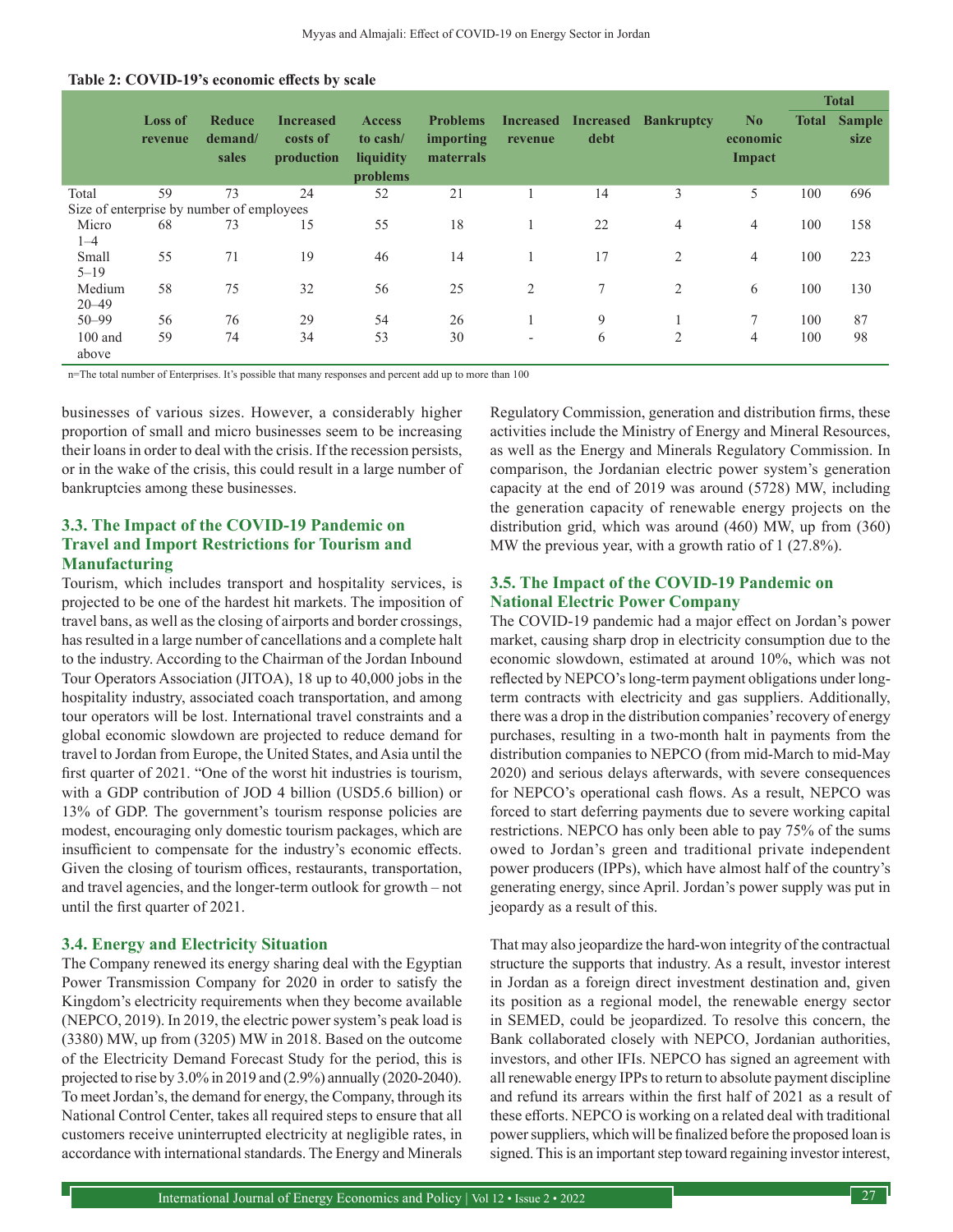**Table 2: COVID-19's economic effects by scale**

| | Loss of revenue | Reduce demand/sales | Increased costs of production | Access to cash/liquidity problems | Problems importing materals | Increased revenue | Increased debt | Bankruptcy | No economic Impact | Total | |
|---|---|---|---|---|---|---|---|---|---|---|---|
| | | | | | | | | | | Total | Sample size |
| Total | 59 | 73 | 24 | 52 | 21 | 1 | 14 | 3 | 5 | 100 | 696 |
| Size of enterprise by number of employees | | | | | | | | | | | |
| Micro 1–4 | 68 | 73 | 15 | 55 | 18 | 1 | 22 | 4 | 4 | 100 | 158 |
| Small 5–19 | 55 | 71 | 19 | 46 | 14 | 1 | 17 | 2 | 4 | 100 | 223 |
| Medium 20–49 | 58 | 75 | 32 | 56 | 25 | 2 | 7 | 2 | 6 | 100 | 130 |
| 50–99 | 56 | 76 | 29 | 54 | 26 | 1 | 9 | 1 | 7 | 100 | 87 |
| 100 and above | 59 | 74 | 34 | 53 | 30 | - | 6 | 2 | 4 | 100 | 98 |

n=The total number of Enterprises. It's possible that many responses and percent add up to more than 100

businesses of various sizes. However, a considerably higher proportion of small and micro businesses seem to be increasing their loans in order to deal with the crisis. If the recession persists, or in the wake of the crisis, this could result in a large number of bankruptcies among these businesses.

### 3.3. The Impact of the COVID-19 Pandemic on Travel and Import Restrictions for Tourism and Manufacturing

Tourism, which includes transport and hospitality services, is projected to be one of the hardest hit markets. The imposition of travel bans, as well as the closing of airports and border crossings, has resulted in a large number of cancellations and a complete halt to the industry. According to the Chairman of the Jordan Inbound Tour Operators Association (JITOA), 18 up to 40,000 jobs in the hospitality industry, associated coach transportation, and among tour operators will be lost. International travel constraints and a global economic slowdown are projected to reduce demand for travel to Jordan from Europe, the United States, and Asia until the first quarter of 2021. "One of the worst hit industries is tourism, with a GDP contribution of JOD 4 billion (USD5.6 billion) or 13% of GDP. The government's tourism response policies are modest, encouraging only domestic tourism packages, which are insufficient to compensate for the industry's economic effects. Given the closing of tourism offices, restaurants, transportation, and travel agencies, and the longer-term outlook for growth – not until the first quarter of 2021.

### 3.4. Energy and Electricity Situation

The Company renewed its energy sharing deal with the Egyptian Power Transmission Company for 2020 in order to satisfy the Kingdom's electricity requirements when they become available (NEPCO, 2019). In 2019, the electric power system's peak load is (3380) MW, up from (3205) MW in 2018. Based on the outcome of the Electricity Demand Forecast Study for the period, this is projected to rise by 3.0% in 2019 and (2.9%) annually (2020-2040). To meet Jordan's, the demand for energy, the Company, through its National Control Center, takes all required steps to ensure that all customers receive uninterrupted electricity at negligible rates, in accordance with international standards. The Energy and Minerals Regulatory Commission, generation and distribution firms, these activities include the Ministry of Energy and Mineral Resources, as well as the Energy and Minerals Regulatory Commission. In comparison, the Jordanian electric power system's generation capacity at the end of 2019 was around (5728) MW, including the generation capacity of renewable energy projects on the distribution grid, which was around (460) MW, up from (360) MW the previous year, with a growth ratio of 1 (27.8%).

### 3.5. The Impact of the COVID-19 Pandemic on National Electric Power Company

The COVID-19 pandemic had a major effect on Jordan's power market, causing sharp drop in electricity consumption due to the economic slowdown, estimated at around 10%, which was not reflected by NEPCO's long-term payment obligations under long-term contracts with electricity and gas suppliers. Additionally, there was a drop in the distribution companies' recovery of energy purchases, resulting in a two-month halt in payments from the distribution companies to NEPCO (from mid-March to mid-May 2020) and serious delays afterwards, with severe consequences for NEPCO's operational cash flows. As a result, NEPCO was forced to start deferring payments due to severe working capital restrictions. NEPCO has only been able to pay 75% of the sums owed to Jordan's green and traditional private independent power producers (IPPs), which have almost half of the country's generating energy, since April. Jordan's power supply was put in jeopardy as a result of this.

That may also jeopardize the hard-won integrity of the contractual structure the supports that industry. As a result, investor interest in Jordan as a foreign direct investment destination and, given its position as a regional model, the renewable energy sector in SEMED, could be jeopardized. To resolve this concern, the Bank collaborated closely with NEPCO, Jordanian authorities, investors, and other IFIs. NEPCO has signed an agreement with all renewable energy IPPs to return to absolute payment discipline and refund its arrears within the first half of 2021 as a result of these efforts. NEPCO is working on a related deal with traditional power suppliers, which will be finalized before the proposed loan is signed. This is an important step toward regaining investor interest,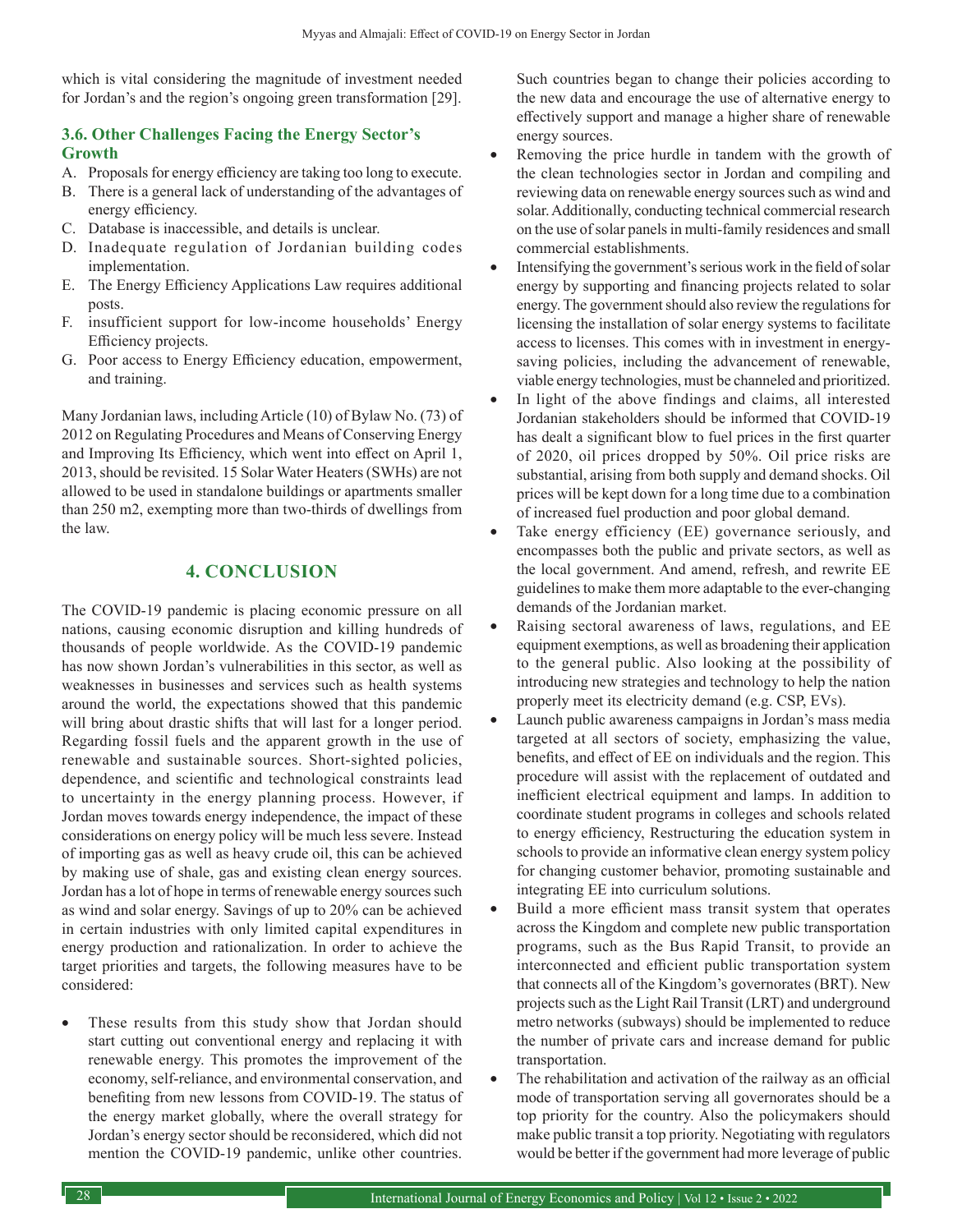which is vital considering the magnitude of investment needed for Jordan's and the region's ongoing green transformation [29].

### 3.6. Other Challenges Facing the Energy Sector's Growth

A. Proposals for energy efficiency are taking too long to execute.
B. There is a general lack of understanding of the advantages of energy efficiency.
C. Database is inaccessible, and details is unclear.
D. Inadequate regulation of Jordanian building codes implementation.
E. The Energy Efficiency Applications Law requires additional posts.
F. insufficient support for low-income households' Energy Efficiency projects.
G. Poor access to Energy Efficiency education, empowerment, and training.

Many Jordanian laws, including Article (10) of Bylaw No. (73) of 2012 on Regulating Procedures and Means of Conserving Energy and Improving Its Efficiency, which went into effect on April 1, 2013, should be revisited. 15 Solar Water Heaters (SWHs) are not allowed to be used in standalone buildings or apartments smaller than 250 m2, exempting more than two-thirds of dwellings from the law.

## 4. CONCLUSION

The COVID-19 pandemic is placing economic pressure on all nations, causing economic disruption and killing hundreds of thousands of people worldwide. As the COVID-19 pandemic has now shown Jordan's vulnerabilities in this sector, as well as weaknesses in businesses and services such as health systems around the world, the expectations showed that this pandemic will bring about drastic shifts that will last for a longer period. Regarding fossil fuels and the apparent growth in the use of renewable and sustainable sources. Short-sighted policies, dependence, and scientific and technological constraints lead to uncertainty in the energy planning process. However, if Jordan moves towards energy independence, the impact of these considerations on energy policy will be much less severe. Instead of importing gas as well as heavy crude oil, this can be achieved by making use of shale, gas and existing clean energy sources. Jordan has a lot of hope in terms of renewable energy sources such as wind and solar energy. Savings of up to 20% can be achieved in certain industries with only limited capital expenditures in energy production and rationalization. In order to achieve the target priorities and targets, the following measures have to be considered:

- These results from this study show that Jordan should start cutting out conventional energy and replacing it with renewable energy. This promotes the improvement of the economy, self-reliance, and environmental conservation, and benefiting from new lessons from COVID-19. The status of the energy market globally, where the overall strategy for Jordan's energy sector should be reconsidered, which did not mention the COVID-19 pandemic, unlike other countries. Such countries began to change their policies according to the new data and encourage the use of alternative energy to effectively support and manage a higher share of renewable energy sources.
- Removing the price hurdle in tandem with the growth of the clean technologies sector in Jordan and compiling and reviewing data on renewable energy sources such as wind and solar. Additionally, conducting technical commercial research on the use of solar panels in multi-family residences and small commercial establishments.
- Intensifying the government's serious work in the field of solar energy by supporting and financing projects related to solar energy. The government should also review the regulations for licensing the installation of solar energy systems to facilitate access to licenses. This comes with in investment in energy-saving policies, including the advancement of renewable, viable energy technologies, must be channeled and prioritized.
- In light of the above findings and claims, all interested Jordanian stakeholders should be informed that COVID-19 has dealt a significant blow to fuel prices in the first quarter of 2020, oil prices dropped by 50%. Oil price risks are substantial, arising from both supply and demand shocks. Oil prices will be kept down for a long time due to a combination of increased fuel production and poor global demand.
- Take energy efficiency (EE) governance seriously, and encompasses both the public and private sectors, as well as the local government. And amend, refresh, and rewrite EE guidelines to make them more adaptable to the ever-changing demands of the Jordanian market.
- Raising sectoral awareness of laws, regulations, and EE equipment exemptions, as well as broadening their application to the general public. Also looking at the possibility of introducing new strategies and technology to help the nation properly meet its electricity demand (e.g. CSP, EVs).
- Launch public awareness campaigns in Jordan's mass media targeted at all sectors of society, emphasizing the value, benefits, and effect of EE on individuals and the region. This procedure will assist with the replacement of outdated and inefficient electrical equipment and lamps. In addition to coordinate student programs in colleges and schools related to energy efficiency, Restructuring the education system in schools to provide an informative clean energy system policy for changing customer behavior, promoting sustainable and integrating EE into curriculum solutions.
- Build a more efficient mass transit system that operates across the Kingdom and complete new public transportation programs, such as the Bus Rapid Transit, to provide an interconnected and efficient public transportation system that connects all of the Kingdom's governorates (BRT). New projects such as the Light Rail Transit (LRT) and underground metro networks (subways) should be implemented to reduce the number of private cars and increase demand for public transportation.
- The rehabilitation and activation of the railway as an official mode of transportation serving all governorates should be a top priority for the country. Also the policymakers should make public transit a top priority. Negotiating with regulators would be better if the government had more leverage of public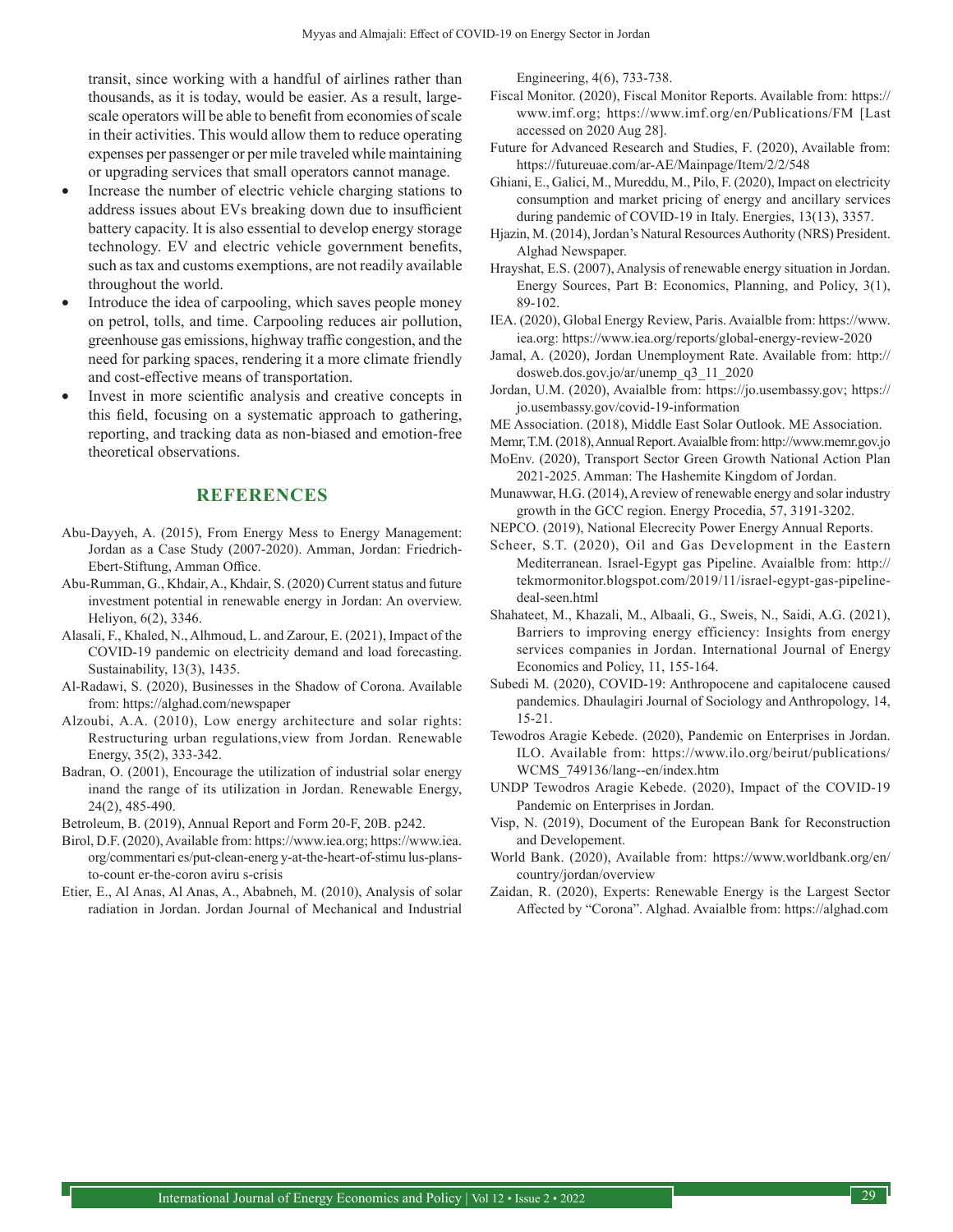transit, since working with a handful of airlines rather than thousands, as it is today, would be easier. As a result, large-scale operators will be able to benefit from economies of scale in their activities. This would allow them to reduce operating expenses per passenger or per mile traveled while maintaining or upgrading services that small operators cannot manage.

- Increase the number of electric vehicle charging stations to address issues about EVs breaking down due to insufficient battery capacity. It is also essential to develop energy storage technology. EV and electric vehicle government benefits, such as tax and customs exemptions, are not readily available throughout the world.
- Introduce the idea of carpooling, which saves people money on petrol, tolls, and time. Carpooling reduces air pollution, greenhouse gas emissions, highway traffic congestion, and the need for parking spaces, rendering it a more climate friendly and cost-effective means of transportation.
- Invest in more scientific analysis and creative concepts in this field, focusing on a systematic approach to gathering, reporting, and tracking data as non-biased and emotion-free theoretical observations.

## REFERENCES

Abu-Dayyeh, A. (2015), From Energy Mess to Energy Management: Jordan as a Case Study (2007-2020). Amman, Jordan: Friedrich-Ebert-Stiftung, Amman Office.

Abu-Rumman, G., Khdair, A., Khdair, S. (2020) Current status and future investment potential in renewable energy in Jordan: An overview. Heliyon, 6(2), 3346.

Alasali, F., Khaled, N., Alhmoud, L. and Zarour, E. (2021), Impact of the COVID-19 pandemic on electricity demand and load forecasting. Sustainability, 13(3), 1435.

Al-Radawi, S. (2020), Businesses in the Shadow of Corona. Available from: https://alghad.com/newspaper

Alzoubi, A.A. (2010), Low energy architecture and solar rights: Restructuring urban regulations,view from Jordan. Renewable Energy, 35(2), 333-342.

Badran, O. (2001), Encourage the utilization of industrial solar energy inand the range of its utilization in Jordan. Renewable Energy, 24(2), 485-490.

Betroleum, B. (2019), Annual Report and Form 20-F, 20B. p242.

Birol, D.F. (2020), Available from: https://www.iea.org; https://www.iea.org/commentari es/put-clean-energ y-at-the-heart-of-stimu lus-plans-to-count er-the-coron aviru s-crisis

Etier, E., Al Anas, Al Anas, A., Ababneh, M. (2010), Analysis of solar radiation in Jordan. Jordan Journal of Mechanical and Industrial Engineering, 4(6), 733-738.

Fiscal Monitor. (2020), Fiscal Monitor Reports. Available from: https://www.imf.org; https://www.imf.org/en/Publications/FM [Last accessed on 2020 Aug 28].

Future for Advanced Research and Studies, F. (2020), Available from: https://futureuae.com/ar-AE/Mainpage/Item/2/2/548

Ghiani, E., Galici, M., Mureddu, M., Pilo, F. (2020), Impact on electricity consumption and market pricing of energy and ancillary services during pandemic of COVID-19 in Italy. Energies, 13(13), 3357.

Hjazin, M. (2014), Jordan's Natural Resources Authority (NRS) President. Alghad Newspaper.

Hrayshat, E.S. (2007), Analysis of renewable energy situation in Jordan. Energy Sources, Part B: Economics, Planning, and Policy, 3(1), 89-102.

IEA. (2020), Global Energy Review, Paris. Avaialble from: https://www.iea.org: https://www.iea.org/reports/global-energy-review-2020

Jamal, A. (2020), Jordan Unemployment Rate. Available from: http://dosweb.dos.gov.jo/ar/unemp_q3_11_2020

Jordan, U.M. (2020), Avaialble from: https://jo.usembassy.gov; https://jo.usembassy.gov/covid-19-information

ME Association. (2018), Middle East Solar Outlook. ME Association.

Memr, T.M. (2018), Annual Report. Avaialble from: http://www.memr.gov.jo

MoEnv. (2020), Transport Sector Green Growth National Action Plan 2021-2025. Amman: The Hashemite Kingdom of Jordan.

Munawwar, H.G. (2014), A review of renewable energy and solar industry growth in the GCC region. Energy Procedia, 57, 3191-3202.

NEPCO. (2019), National Elecrecity Power Energy Annual Reports.

Scheer, S.T. (2020), Oil and Gas Development in the Eastern Mediterranean. Israel-Egypt gas Pipeline. Avaialble from: http://tekmormonitor.blogspot.com/2019/11/israel-egypt-gas-pipeline-deal-seen.html

Shahateet, M., Khazali, M., Albaali, G., Sweis, N., Saidi, A.G. (2021), Barriers to improving energy efficiency: Insights from energy services companies in Jordan. International Journal of Energy Economics and Policy, 11, 155-164.

Subedi M. (2020), COVID-19: Anthropocene and capitalocene caused pandemics. Dhaulagiri Journal of Sociology and Anthropology, 14, 15-21.

Tewodros Aragie Kebede. (2020), Pandemic on Enterprises in Jordan. ILO. Available from: https://www.ilo.org/beirut/publications/WCMS_749136/lang--en/index.htm

UNDP Tewodros Aragie Kebede. (2020), Impact of the COVID-19 Pandemic on Enterprises in Jordan.

Visp, N. (2019), Document of the European Bank for Reconstruction and Developement.

World Bank. (2020), Available from: https://www.worldbank.org/en/country/jordan/overview

Zaidan, R. (2020), Experts: Renewable Energy is the Largest Sector Affected by "Corona". Alghad. Avaialble from: https://alghad.com